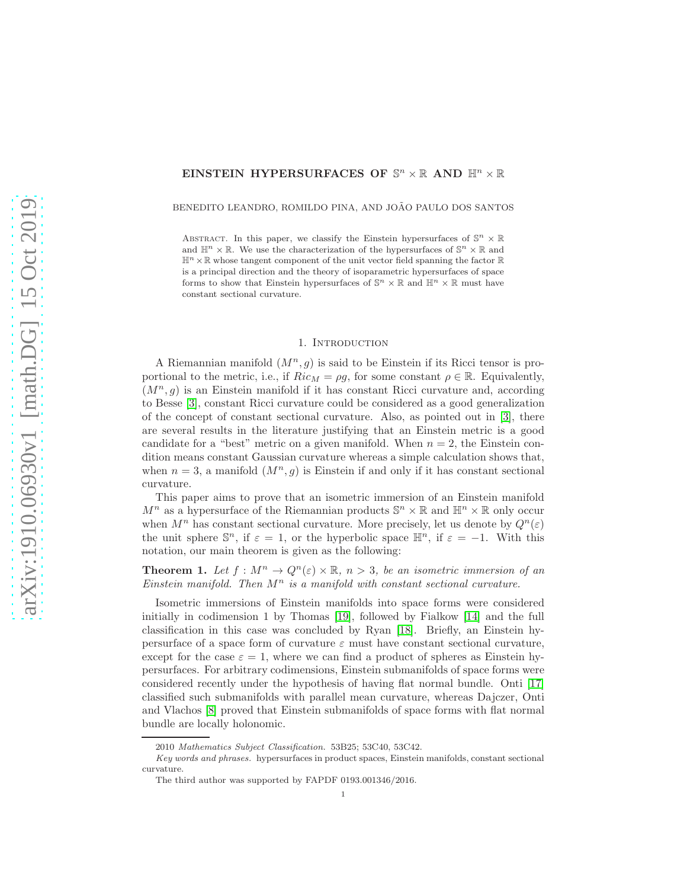# EINSTEIN HYPERSURFACES OF $\mathbb{S}^n \times \mathbb{R}$ AND $\mathbb{H}^n \times \mathbb{R}$

BENEDITO LEANDRO, ROMILDO PINA, AND JOÃO PAULO DOS SANTOS

Abstract. In this paper, we classify the Einstein hypersurfaces of $\mathbb{S}^n \times \mathbb{R}$ and $\mathbb{H}^n \times \mathbb{R}$. We use the characterization of the hypersurfaces of $\mathbb{S}^n \times \mathbb{R}$ and $\mathbb{H}^n \times \mathbb{R}$ whose tangent component of the unit vector field spanning the factor $\mathbb{R}$ is a principal direction and the theory of isoparametric hypersurfaces of space forms to show that Einstein hypersurfaces of $\mathbb{S}^n \times \mathbb{R}$ and $\mathbb{H}^n \times \mathbb{R}$ must have constant sectional curvature.

## 1. Introduction

A Riemannian manifold $(M^n, g)$ is said to be Einstein if its Ricci tensor is proportional to the metric, i.e., if $Ric_M = \rho g$, for some constant $\rho \in \mathbb{R}$. Equivalently, $(M^n, g)$ is an Einstein manifold if it has constant Ricci curvature and, according to Besse [3], constant Ricci curvature could be considered as a good generalization of the concept of constant sectional curvature. Also, as pointed out in [3], there are several results in the literature justifying that an Einstein metric is a good candidate for a "best" metric on a given manifold. When $n = 2$, the Einstein condition means constant Gaussian curvature whereas a simple calculation shows that, when $n = 3$, a manifold $(M^n, g)$ is Einstein if and only if it has constant sectional curvature.

This paper aims to prove that an isometric immersion of an Einstein manifold $M^n$ as a hypersurface of the Riemannian products $\mathbb{S}^n \times \mathbb{R}$ and $\mathbb{H}^n \times \mathbb{R}$ only occur when $M^n$ has constant sectional curvature. More precisely, let us denote by $Q^n(\varepsilon)$ the unit sphere $\mathbb{S}^n$, if $\varepsilon = 1$, or the hyperbolic space $\mathbb{H}^n$, if $\varepsilon = -1$. With this notation, our main theorem is given as the following:

**Theorem 1.** *Let $f : M^n \to Q^n(\varepsilon) \times \mathbb{R}$, $n > 3$, be an isometric immersion of an Einstein manifold. Then $M^n$ is a manifold with constant sectional curvature.*

Isometric immersions of Einstein manifolds into space forms were considered initially in codimension 1 by Thomas [19], followed by Fialkow [14] and the full classification in this case was concluded by Ryan [18]. Briefly, an Einstein hypersurface of a space form of curvature $\varepsilon$ must have constant sectional curvature, except for the case $\varepsilon = 1$, where we can find a product of spheres as Einstein hypersurfaces. For arbitrary codimensions, Einstein submanifolds of space forms were considered recently under the hypothesis of having flat normal bundle. Onti [17] classified such submanifolds with parallel mean curvature, whereas Dajczer, Onti and Vlachos [8] proved that Einstein submanifolds of space forms with flat normal bundle are locally holonomic.

---

2010 *Mathematics Subject Classification.* 53B25; 53C40, 53C42.

*Key words and phrases.* hypersurfaces in product spaces, Einstein manifolds, constant sectional curvature.

The third author was supported by FAPDF 0193.001346/2016.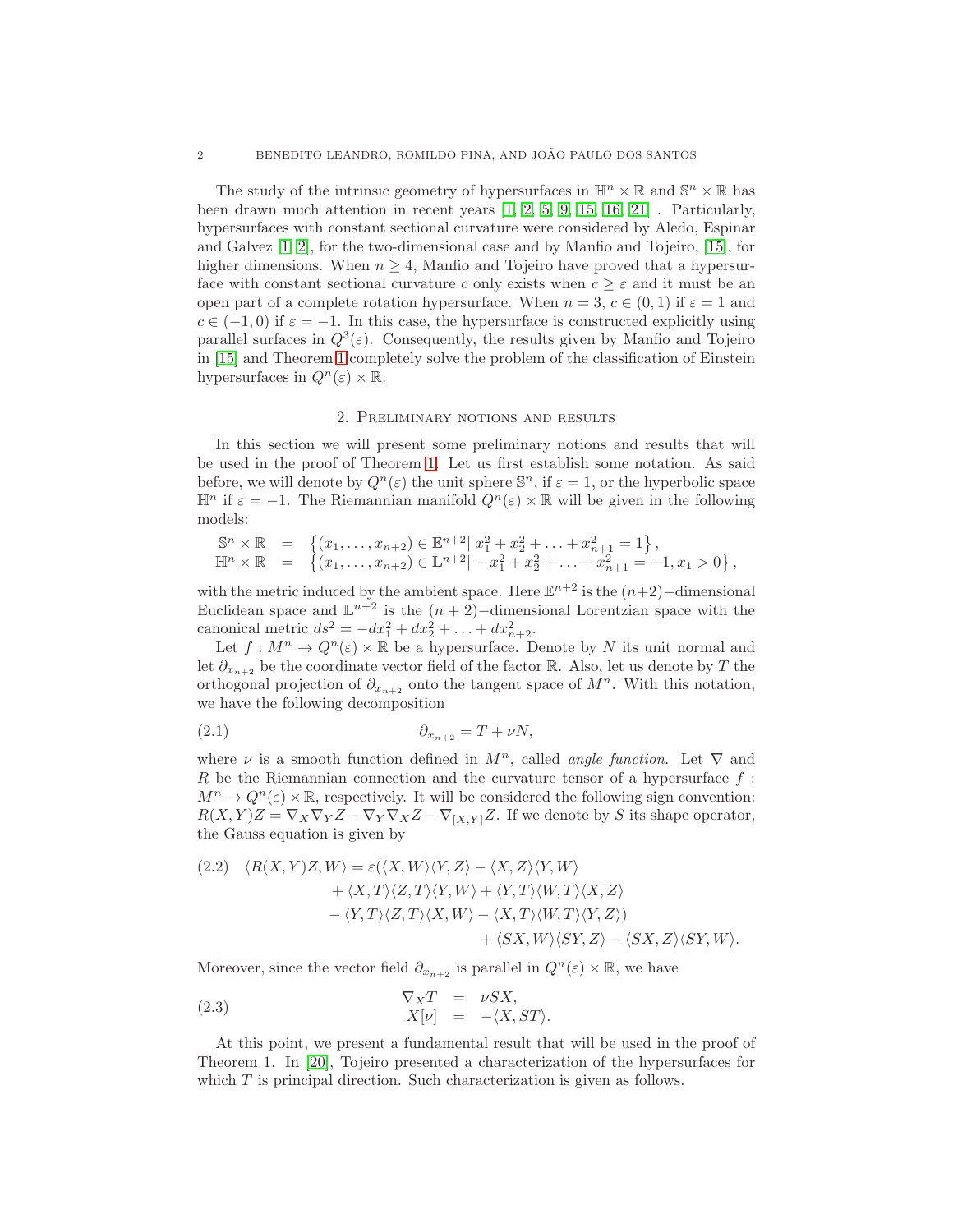The study of the intrinsic geometry of hypersurfaces in $\mathbb{H}^n \times \mathbb{R}$ and $\mathbb{S}^n \times \mathbb{R}$ has been drawn much attention in recent years [1, 2, 5, 9, 15, 16, 21] . Particularly, hypersurfaces with constant sectional curvature were considered by Aledo, Espinar and Galvez [1, 2], for the two-dimensional case and by Manfio and Tojeiro, [15], for higher dimensions. When $n \geq 4$, Manfio and Tojeiro have proved that a hypersurface with constant sectional curvature $c$ only exists when $c \geq \varepsilon$ and it must be an open part of a complete rotation hypersurface. When $n = 3$, $c \in (0, 1)$ if $\varepsilon = 1$ and $c \in (-1, 0)$ if $\varepsilon = -1$. In this case, the hypersurface is constructed explicitly using parallel surfaces in $Q^3(\varepsilon)$. Consequently, the results given by Manfio and Tojeiro in [15] and Theorem 1 completely solve the problem of the classification of Einstein hypersurfaces in $Q^n(\varepsilon) \times \mathbb{R}$.

## 2. Preliminary notions and results

In this section we will present some preliminary notions and results that will be used in the proof of Theorem 1. Let us first establish some notation. As said before, we will denote by $Q^n(\varepsilon)$ the unit sphere $\mathbb{S}^n$, if $\varepsilon = 1$, or the hyperbolic space $\mathbb{H}^n$ if $\varepsilon = -1$. The Riemannian manifold $Q^n(\varepsilon) \times \mathbb{R}$ will be given in the following models:

$$
\begin{aligned}
\mathbb{S}^n \times \mathbb{R} &= \left\{(x_1, \ldots, x_{n+2}) \in \mathbb{E}^{n+2} |\ x_1^2 + x_2^2 + \ldots + x_{n+1}^2 = 1\right\}, \\
\mathbb{H}^n \times \mathbb{R} &= \left\{(x_1, \ldots, x_{n+2}) \in \mathbb{L}^{n+2} |\ -x_1^2 + x_2^2 + \ldots + x_{n+1}^2 = -1, x_1 > 0\right\},
\end{aligned}
$$

with the metric induced by the ambient space. Here $\mathbb{E}^{n+2}$ is the $(n+2)-$dimensional Euclidean space and $\mathbb{L}^{n+2}$ is the $(n+2)-$dimensional Lorentzian space with the canonical metric $ds^2 = -dx_1^2 + dx_2^2 + \ldots + dx_{n+2}^2$.

Let $f : M^n \to Q^n(\varepsilon) \times \mathbb{R}$ be a hypersurface. Denote by $N$ its unit normal and let $\partial_{x_{n+2}}$ be the coordinate vector field of the factor $\mathbb{R}$. Also, let us denote by $T$ the orthogonal projection of $\partial_{x_{n+2}}$ onto the tangent space of $M^n$. With this notation, we have the following decomposition

$$
\partial_{x_{n+2}} = T + \nu N, \tag{2.1}
$$

where $\nu$ is a smooth function defined in $M^n$, called *angle function*. Let $\nabla$ and $R$ be the Riemannian connection and the curvature tensor of a hypersurface $f : M^n \to Q^n(\varepsilon) \times \mathbb{R}$, respectively. It will be considered the following sign convention: $R(X, Y)Z = \nabla_X \nabla_Y Z - \nabla_Y \nabla_X Z - \nabla_{[X,Y]} Z$. If we denote by $S$ its shape operator, the Gauss equation is given by

$$
\begin{aligned}
\langle R(X, Y)Z, W\rangle = \varepsilon(&\langle X, W\rangle\langle Y, Z\rangle - \langle X, Z\rangle\langle Y, W\rangle \\
&+ \langle X, T\rangle\langle Z, T\rangle\langle Y, W\rangle + \langle Y, T\rangle\langle W, T\rangle\langle X, Z\rangle \\
&- \langle Y, T\rangle\langle Z, T\rangle\langle X, W\rangle - \langle X, T\rangle\langle W, T\rangle\langle Y, Z\rangle) \\
&+ \langle SX, W\rangle\langle SY, Z\rangle - \langle SX, Z\rangle\langle SY, W\rangle.
\end{aligned} \tag{2.2}
$$

Moreover, since the vector field $\partial_{x_{n+2}}$ is parallel in $Q^n(\varepsilon) \times \mathbb{R}$, we have

$$
\begin{aligned}
\nabla_X T &= \nu S X, \\
X[\nu] &= -\langle X, ST\rangle.
\end{aligned} \tag{2.3}
$$

At this point, we present a fundamental result that will be used in the proof of Theorem 1. In [20], Tojeiro presented a characterization of the hypersurfaces for which $T$ is principal direction. Such characterization is given as follows.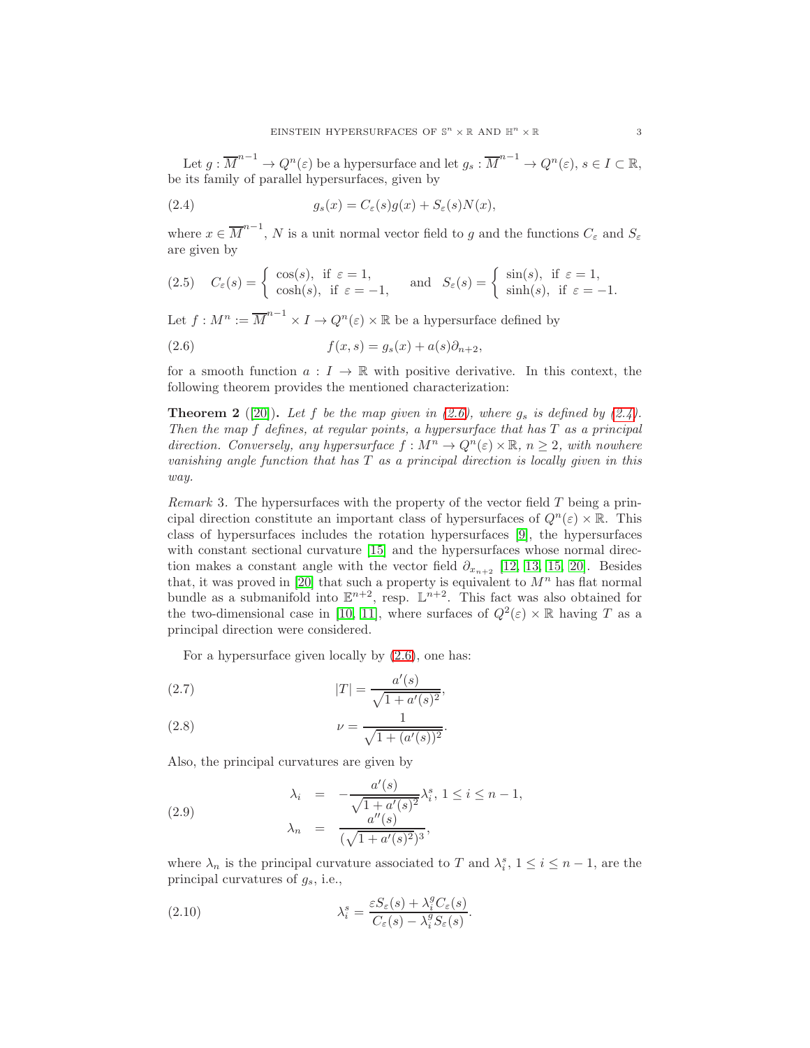Let $g : \overline{M}^{n-1} \to Q^n(\varepsilon)$ be a hypersurface and let $g_s : \overline{M}^{n-1} \to Q^n(\varepsilon)$, $s \in I \subset \mathbb{R}$, be its family of parallel hypersurfaces, given by

$$g_s(x) = C_\varepsilon(s) g(x) + S_\varepsilon(s) N(x), \tag{2.4}$$

where $x \in \overline{M}^{n-1}$, $N$ is a unit normal vector field to $g$ and the functions $C_\varepsilon$ and $S_\varepsilon$ are given by

$$C_\varepsilon(s) = \begin{cases} \cos(s), & \text{if } \varepsilon = 1, \\ \cosh(s), & \text{if } \varepsilon = -1, \end{cases} \quad \text{and} \quad S_\varepsilon(s) = \begin{cases} \sin(s), & \text{if } \varepsilon = 1, \\ \sinh(s), & \text{if } \varepsilon = -1. \end{cases} \tag{2.5}$$

Let $f : M^n := \overline{M}^{n-1} \times I \to Q^n(\varepsilon) \times \mathbb{R}$ be a hypersurface defined by

$$f(x, s) = g_s(x) + a(s) \partial_{n+2}, \tag{2.6}$$

for a smooth function $a : I \to \mathbb{R}$ with positive derivative. In this context, the following theorem provides the mentioned characterization:

**Theorem 2** ([20]). *Let $f$ be the map given in (2.6), where $g_s$ is defined by (2.4). Then the map $f$ defines, at regular points, a hypersurface that has $T$ as a principal direction. Conversely, any hypersurface $f : M^n \to Q^n(\varepsilon) \times \mathbb{R}$, $n \geq 2$, with nowhere vanishing angle function that has $T$ as a principal direction is locally given in this way.*

*Remark* 3. The hypersurfaces with the property of the vector field $T$ being a principal direction constitute an important class of hypersurfaces of $Q^n(\varepsilon) \times \mathbb{R}$. This class of hypersurfaces includes the rotation hypersurfaces [9], the hypersurfaces with constant sectional curvature [15] and the hypersurfaces whose normal direction makes a constant angle with the vector field $\partial_{x_{n+2}}$ [12, 13, 15, 20]. Besides that, it was proved in [20] that such a property is equivalent to $M^n$ has flat normal bundle as a submanifold into $\mathbb{E}^{n+2}$, resp. $\mathbb{L}^{n+2}$. This fact was also obtained for the two-dimensional case in [10, 11], where surfaces of $Q^2(\varepsilon) \times \mathbb{R}$ having $T$ as a principal direction were considered.

For a hypersurface given locally by (2.6), one has:

$$|T| = \frac{a'(s)}{\sqrt{1 + a'(s)^2}}, \tag{2.7}$$

$$\nu = \frac{1}{\sqrt{1 + (a'(s))^2}}. \tag{2.8}$$

Also, the principal curvatures are given by

$$\begin{aligned} \lambda_i &= -\frac{a'(s)}{\sqrt{1 + a'(s)^2}} \lambda_i^s, \ 1 \leq i \leq n-1, \\ \lambda_n &= \frac{a''(s)}{(\sqrt{1 + a'(s)^2})^3}, \end{aligned} \tag{2.9}$$

where $\lambda_n$ is the principal curvature associated to $T$ and $\lambda_i^s$, $1 \leq i \leq n-1$, are the principal curvatures of $g_s$, i.e.,

$$\lambda_i^s = \frac{\varepsilon S_\varepsilon(s) + \lambda_i^g C_\varepsilon(s)}{C_\varepsilon(s) - \lambda_i^g S_\varepsilon(s)}. \tag{2.10}$$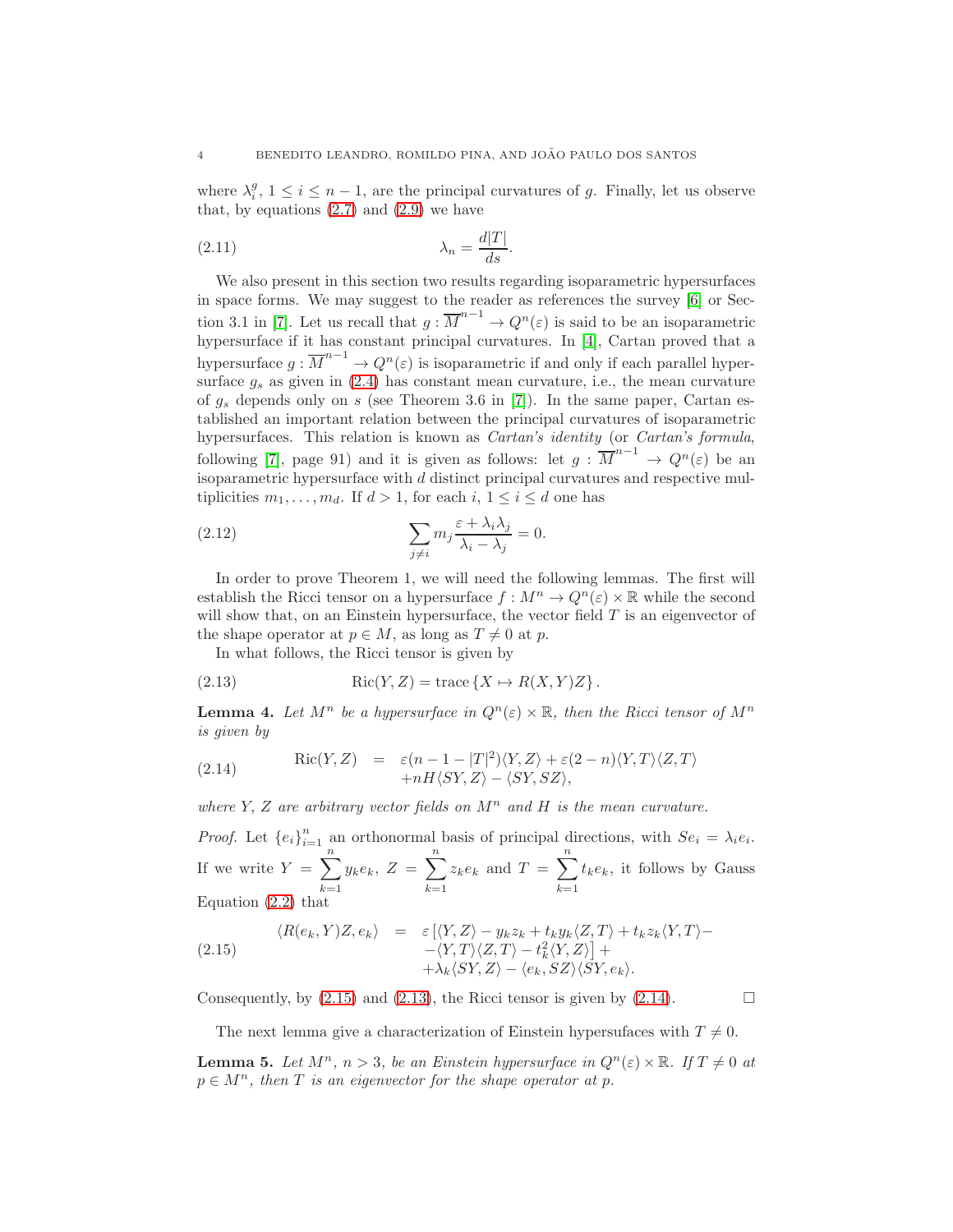where $\lambda_i^g$, $1 \leq i \leq n-1$, are the principal curvatures of $g$. Finally, let us observe that, by equations (2.7) and (2.9) we have

$$\lambda_n = \frac{d|T|}{ds}. \tag{2.11}$$

We also present in this section two results regarding isoparametric hypersurfaces in space forms. We may suggest to the reader as references the survey [6] or Section 3.1 in [7]. Let us recall that $g : \overline{M}^{n-1} \to Q^n(\varepsilon)$ is said to be an isoparametric hypersurface if it has constant principal curvatures. In [4], Cartan proved that a hypersurface $g : \overline{M}^{n-1} \to Q^n(\varepsilon)$ is isoparametric if and only if each parallel hypersurface $g_s$ as given in (2.4) has constant mean curvature, i.e., the mean curvature of $g_s$ depends only on $s$ (see Theorem 3.6 in [7]). In the same paper, Cartan established an important relation between the principal curvatures of isoparametric hypersurfaces. This relation is known as *Cartan's identity* (or *Cartan's formula*, following [7], page 91) and it is given as follows: let $g : \overline{M}^{n-1} \to Q^n(\varepsilon)$ be an isoparametric hypersurface with $d$ distinct principal curvatures and respective multiplicities $m_1, \ldots, m_d$. If $d > 1$, for each $i$, $1 \leq i \leq d$ one has

$$\sum_{j \neq i} m_j \frac{\varepsilon + \lambda_i \lambda_j}{\lambda_i - \lambda_j} = 0. \tag{2.12}$$

In order to prove Theorem 1, we will need the following lemmas. The first will establish the Ricci tensor on a hypersurface $f : M^n \to Q^n(\varepsilon) \times \mathbb{R}$ while the second will show that, on an Einstein hypersurface, the vector field $T$ is an eigenvector of the shape operator at $p \in M$, as long as $T \neq 0$ at $p$.

In what follows, the Ricci tensor is given by

$$\operatorname{Ric}(Y, Z) = \operatorname{trace}\{X \mapsto R(X, Y)Z\}. \tag{2.13}$$

**Lemma 4.** *Let $M^n$ be a hypersurface in $Q^n(\varepsilon) \times \mathbb{R}$, then the Ricci tensor of $M^n$ is given by*

$$\begin{aligned} \operatorname{Ric}(Y, Z) &= \varepsilon(n - 1 - |T|^2)\langle Y, Z\rangle + \varepsilon(2 - n)\langle Y, T\rangle\langle Z, T\rangle \\ &\quad + nH\langle SY, Z\rangle - \langle SY, SZ\rangle, \end{aligned} \tag{2.14}$$

*where $Y$, $Z$ are arbitrary vector fields on $M^n$ and $H$ is the mean curvature.*

*Proof.* Let $\{e_i\}_{i=1}^n$ an orthonormal basis of principal directions, with $Se_i = \lambda_i e_i$. If we write $Y = \displaystyle\sum_{k=1}^n y_k e_k$, $Z = \displaystyle\sum_{k=1}^n z_k e_k$ and $T = \displaystyle\sum_{k=1}^n t_k e_k$, it follows by Gauss Equation (2.2) that

$$\begin{aligned} \langle R(e_k, Y)Z, e_k\rangle &= \varepsilon\left[\langle Y, Z\rangle - y_k z_k + t_k y_k \langle Z, T\rangle + t_k z_k \langle Y, T\rangle - \right. \\ &\quad \left. -\langle Y, T\rangle\langle Z, T\rangle - t_k^2\langle Y, Z\rangle\right] + \\ &\quad + \lambda_k\langle SY, Z\rangle - \langle e_k, SZ\rangle\langle SY, e_k\rangle. \end{aligned} \tag{2.15}$$

Consequently, by (2.15) and (2.13), the Ricci tensor is given by (2.14). $\square$

The next lemma give a characterization of Einstein hypersufaces with $T \neq 0$.

**Lemma 5.** *Let $M^n$, $n > 3$, be an Einstein hypersurface in $Q^n(\varepsilon) \times \mathbb{R}$. If $T \neq 0$ at $p \in M^n$, then $T$ is an eigenvector for the shape operator at $p$.*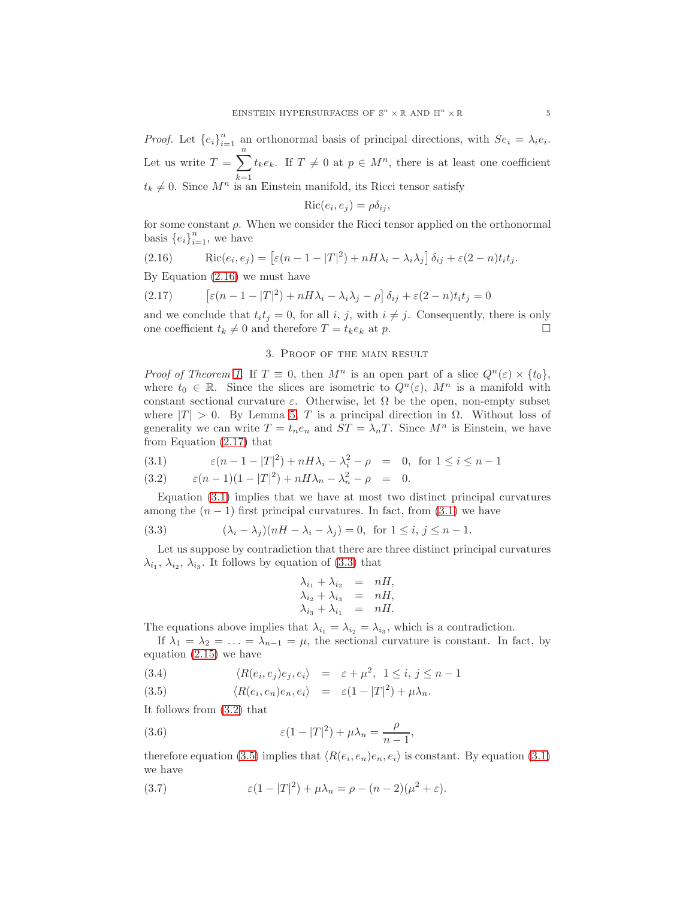*Proof.* Let $\{e_i\}_{i=1}^n$ an orthonormal basis of principal directions, with $Se_i = \lambda_i e_i$. Let us write $T = \sum_{k=1}^{n} t_k e_k$. If $T \neq 0$ at $p \in M^n$, there is at least one coefficient $t_k \neq 0$. Since $M^n$ is an Einstein manifold, its Ricci tensor satisfy

$$\mathrm{Ric}(e_i, e_j) = \rho\delta_{ij},$$

for some constant $\rho$. When we consider the Ricci tensor applied on the orthonormal basis $\{e_i\}_{i=1}^n$, we have

$$\mathrm{Ric}(e_i, e_j) = \left[\varepsilon(n-1-|T|^2) + nH\lambda_i - \lambda_i\lambda_j\right]\delta_{ij} + \varepsilon(2-n)t_it_j. \tag{2.16}$$

By Equation (2.16) we must have

$$\left[\varepsilon(n-1-|T|^2) + nH\lambda_i - \lambda_i\lambda_j - \rho\right]\delta_{ij} + \varepsilon(2-n)t_it_j = 0 \tag{2.17}$$

and we conclude that $t_it_j = 0$, for all $i$, $j$, with $i \neq j$. Consequently, there is only one coefficient $t_k \neq 0$ and therefore $T = t_k e_k$ at $p$. $\square$

## 3. Proof of the main result

*Proof of Theorem 1.* If $T \equiv 0$, then $M^n$ is an open part of a slice $Q^n(\varepsilon) \times \{t_0\}$, where $t_0 \in \mathbb{R}$. Since the slices are isometric to $Q^n(\varepsilon)$, $M^n$ is a manifold with constant sectional curvature $\varepsilon$. Otherwise, let $\Omega$ be the open, non-empty subset where $|T| > 0$. By Lemma 5, $T$ is a principal direction in $\Omega$. Without loss of generality we can write $T = t_n e_n$ and $ST = \lambda_n T$. Since $M^n$ is Einstein, we have from Equation (2.17) that

$$\varepsilon(n-1-|T|^2) + nH\lambda_i - \lambda_i^2 - \rho = 0, \quad \text{for } 1 \leq i \leq n-1 \tag{3.1}$$

$$\varepsilon(n-1)(1-|T|^2) + nH\lambda_n - \lambda_n^2 - \rho = 0. \tag{3.2}$$

Equation (3.1) implies that we have at most two distinct principal curvatures among the $(n-1)$ first principal curvatures. In fact, from (3.1) we have

$$(\lambda_i - \lambda_j)(nH - \lambda_i - \lambda_j) = 0, \quad \text{for } 1 \leq i, j \leq n-1. \tag{3.3}$$

Let us suppose by contradiction that there are three distinct principal curvatures $\lambda_{i_1}$, $\lambda_{i_2}$, $\lambda_{i_3}$. It follows by equation of (3.3) that

$$\begin{aligned} \lambda_{i_1} + \lambda_{i_2} &= nH, \\ \lambda_{i_2} + \lambda_{i_3} &= nH, \\ \lambda_{i_3} + \lambda_{i_1} &= nH. \end{aligned}$$

The equations above implies that $\lambda_{i_1} = \lambda_{i_2} = \lambda_{i_3}$, which is a contradiction.

If $\lambda_1 = \lambda_2 = \ldots = \lambda_{n-1} = \mu$, the sectional curvature is constant. In fact, by equation (2.15) we have

$$\langle R(e_i, e_j)e_j, e_i\rangle = \varepsilon + \mu^2, \quad 1 \leq i, j \leq n-1 \tag{3.4}$$

$$\langle R(e_i, e_n)e_n, e_i\rangle = \varepsilon(1-|T|^2) + \mu\lambda_n. \tag{3.5}$$

It follows from (3.2) that

$$\varepsilon(1-|T|^2) + \mu\lambda_n = \frac{\rho}{n-1}, \tag{3.6}$$

therefore equation (3.5) implies that $\langle R(e_i, e_n)e_n, e_i\rangle$ is constant. By equation (3.1) we have

$$\varepsilon(1-|T|^2) + \mu\lambda_n = \rho - (n-2)(\mu^2 + \varepsilon). \tag{3.7}$$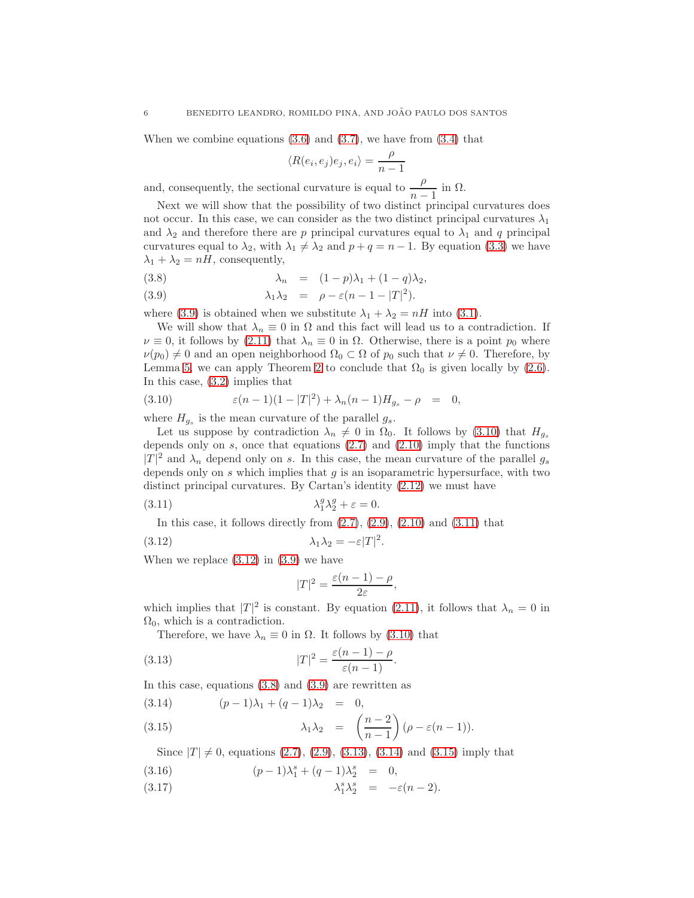When we combine equations (3.6) and (3.7), we have from (3.4) that

$$\langle R(e_i, e_j)e_j, e_i\rangle = \frac{\rho}{n-1}$$

and, consequently, the sectional curvature is equal to $\dfrac{\rho}{n-1}$ in $\Omega$.

Next we will show that the possibility of two distinct principal curvatures does not occur. In this case, we can consider as the two distinct principal curvatures $\lambda_1$ and $\lambda_2$ and therefore there are $p$ principal curvatures equal to $\lambda_1$ and $q$ principal curvatures equal to $\lambda_2$, with $\lambda_1 \neq \lambda_2$ and $p+q = n-1$. By equation (3.3) we have $\lambda_1 + \lambda_2 = nH$, consequently,

$$\lambda_n = (1-p)\lambda_1 + (1-q)\lambda_2, \tag{3.8}$$

$$\lambda_1\lambda_2 = \rho - \varepsilon(n-1-|T|^2). \tag{3.9}$$

where (3.9) is obtained when we substitute $\lambda_1 + \lambda_2 = nH$ into (3.1).

We will show that $\lambda_n \equiv 0$ in $\Omega$ and this fact will lead us to a contradiction. If $\nu \equiv 0$, it follows by (2.11) that $\lambda_n \equiv 0$ in $\Omega$. Otherwise, there is a point $p_0$ where $\nu(p_0) \neq 0$ and an open neighborhood $\Omega_0 \subset \Omega$ of $p_0$ such that $\nu \neq 0$. Therefore, by Lemma 5, we can apply Theorem 2 to conclude that $\Omega_0$ is given locally by (2.6). In this case, (3.2) implies that

$$\varepsilon(n-1)(1-|T|^2) + \lambda_n(n-1)H_{g_s} - \rho = 0, \tag{3.10}$$

where $H_{g_s}$ is the mean curvature of the parallel $g_s$.

Let us suppose by contradiction $\lambda_n \neq 0$ in $\Omega_0$. It follows by (3.10) that $H_{g_s}$ depends only on $s$, once that equations (2.7) and (2.10) imply that the functions $|T|^2$ and $\lambda_n$ depend only on $s$. In this case, the mean curvature of the parallel $g_s$ depends only on $s$ which implies that $g$ is an isoparametric hypersurface, with two distinct principal curvatures. By Cartan's identity (2.12) we must have

$$\lambda_1^g\lambda_2^g + \varepsilon = 0. \tag{3.11}$$

In this case, it follows directly from (2.7), (2.9), (2.10) and (3.11) that

$$\lambda_1\lambda_2 = -\varepsilon|T|^2. \tag{3.12}$$

When we replace (3.12) in (3.9) we have

$$|T|^2 = \frac{\varepsilon(n-1)-\rho}{2\varepsilon},$$

which implies that $|T|^2$ is constant. By equation (2.11), it follows that $\lambda_n = 0$ in $\Omega_0$, which is a contradiction.

Therefore, we have $\lambda_n \equiv 0$ in $\Omega$. It follows by (3.10) that

$$|T|^2 = \frac{\varepsilon(n-1)-\rho}{\varepsilon(n-1)}. \tag{3.13}$$

In this case, equations (3.8) and (3.9) are rewritten as

$$(p-1)\lambda_1 + (q-1)\lambda_2 = 0, \tag{3.14}$$

$$\lambda_1\lambda_2 = \left(\frac{n-2}{n-1}\right)(\rho - \varepsilon(n-1)). \tag{3.15}$$

Since $|T| \neq 0$, equations (2.7), (2.9), (3.13), (3.14) and (3.15) imply that

$$(p-1)\lambda_1^s + (q-1)\lambda_2^s = 0, \tag{3.16}$$

$$\lambda_1^s\lambda_2^s = -\varepsilon(n-2). \tag{3.17}$$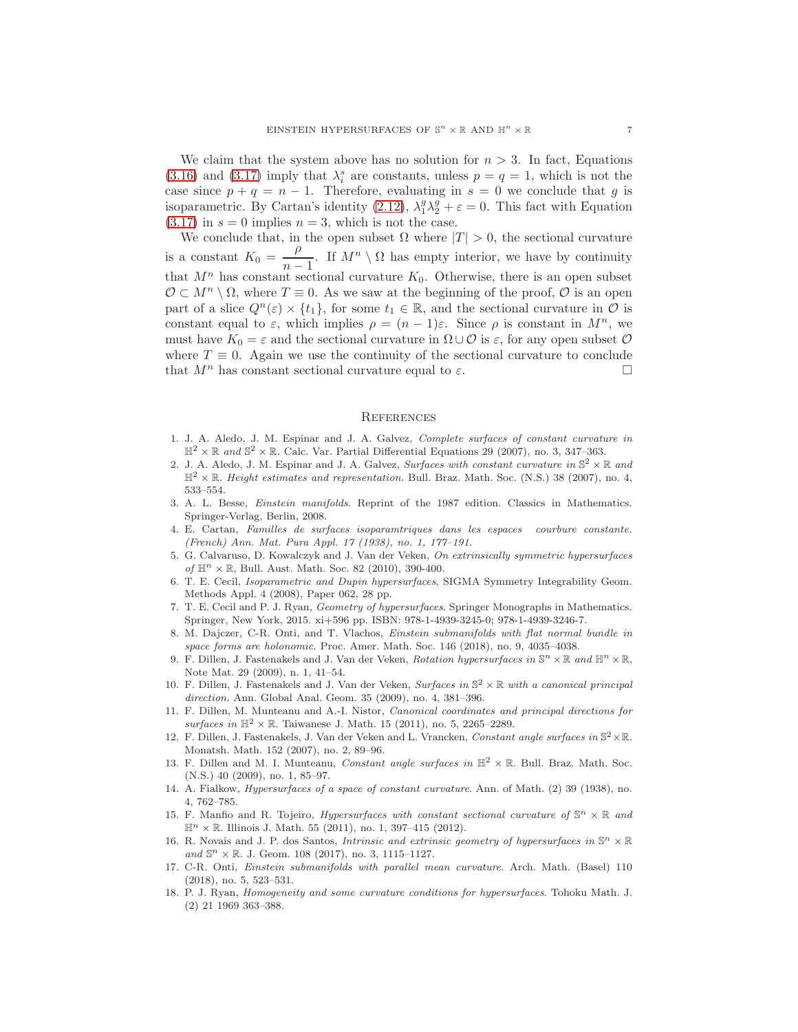We claim that the system above has no solution for $n > 3$. In fact, Equations (3.16) and (3.17) imply that $\lambda_i^s$ are constants, unless $p = q = 1$, which is not the case since $p + q = n - 1$. Therefore, evaluating in $s = 0$ we conclude that $g$ is isoparametric. By Cartan's identity (2.12), $\lambda_1^g \lambda_2^g + \varepsilon = 0$. This fact with Equation (3.17) in $s = 0$ implies $n = 3$, which is not the case.

We conclude that, in the open subset $\Omega$ where $|T| > 0$, the sectional curvature is a constant $K_0 = \dfrac{\rho}{n-1}$. If $M^n \setminus \Omega$ has empty interior, we have by continuity that $M^n$ has constant sectional curvature $K_0$. Otherwise, there is an open subset $\mathcal{O} \subset M^n \setminus \Omega$, where $T \equiv 0$. As we saw at the beginning of the proof, $\mathcal{O}$ is an open part of a slice $Q^n(\varepsilon) \times \{t_1\}$, for some $t_1 \in \mathbb{R}$, and the sectional curvature in $\mathcal{O}$ is constant equal to $\varepsilon$, which implies $\rho = (n-1)\varepsilon$. Since $\rho$ is constant in $M^n$, we must have $K_0 = \varepsilon$ and the sectional curvature in $\Omega \cup \mathcal{O}$ is $\varepsilon$, for any open subset $\mathcal{O}$ where $T \equiv 0$. Again we use the continuity of the sectional curvature to conclude that $M^n$ has constant sectional curvature equal to $\varepsilon$. □

## References

1. J. A. Aledo, J. M. Espinar and J. A. Galvez, *Complete surfaces of constant curvature in $\mathbb{H}^2 \times \mathbb{R}$ and $\mathbb{S}^2 \times \mathbb{R}$*. Calc. Var. Partial Differential Equations 29 (2007), no. 3, 347–363.
2. J. A. Aledo, J. M. Espinar and J. A. Galvez, *Surfaces with constant curvature in $\mathbb{S}^2 \times \mathbb{R}$ and $\mathbb{H}^2 \times \mathbb{R}$. Height estimates and representation*. Bull. Braz. Math. Soc. (N.S.) 38 (2007), no. 4, 533–554.
3. A. L. Besse, *Einstein manifolds*. Reprint of the 1987 edition. Classics in Mathematics. Springer-Verlag, Berlin, 2008.
4. E. Cartan, *Familles de surfaces isoparamtriques dans les espaces courbure constante. (French) Ann. Mat. Pura Appl. 17 (1938), no. 1, 177–191.*
5. G. Calvaruso, D. Kowalczyk and J. Van der Veken, *On extrinsically symmetric hypersurfaces of $\mathbb{H}^n \times \mathbb{R}$*, Bull. Aust. Math. Soc. 82 (2010), 390-400.
6. T. E. Cecil, *Isoparametric and Dupin hypersurfaces*, SIGMA Symmetry Integrability Geom. Methods Appl. 4 (2008), Paper 062, 28 pp.
7. T. E. Cecil and P. J. Ryan, *Geometry of hypersurfaces*. Springer Monographs in Mathematics. Springer, New York, 2015. xi+596 pp. ISBN: 978-1-4939-3245-0; 978-1-4939-3246-7.
8. M. Dajczer, C-R. Onti, and T. Vlachos, *Einstein submanifolds with flat normal bundle in space forms are holonomic*. Proc. Amer. Math. Soc. 146 (2018), no. 9, 4035–4038.
9. F. Dillen, J. Fastenakels and J. Van der Veken, *Rotation hypersurfaces in $\mathbb{S}^n \times \mathbb{R}$ and $\mathbb{H}^n \times \mathbb{R}$*, Note Mat. 29 (2009), n. 1, 41–54.
10. F. Dillen, J. Fastenakels and J. Van der Veken, *Surfaces in $\mathbb{S}^2 \times \mathbb{R}$ with a canonical principal direction*. Ann. Global Anal. Geom. 35 (2009), no. 4, 381–396.
11. F. Dillen, M. Munteanu and A.-I. Nistor, *Canonical coordinates and principal directions for surfaces in $\mathbb{H}^2 \times \mathbb{R}$*. Taiwanese J. Math. 15 (2011), no. 5, 2265–2289.
12. F. Dillen, J. Fastenakels, J. Van der Veken and L. Vrancken, *Constant angle surfaces in $\mathbb{S}^2 \times \mathbb{R}$*. Monatsh. Math. 152 (2007), no. 2, 89–96.
13. F. Dillen and M. I. Munteanu, *Constant angle surfaces in $\mathbb{H}^2 \times \mathbb{R}$*. Bull. Braz. Math. Soc. (N.S.) 40 (2009), no. 1, 85–97.
14. A. Fialkow, *Hypersurfaces of a space of constant curvature*. Ann. of Math. (2) 39 (1938), no. 4, 762–785.
15. F. Manfio and R. Tojeiro, *Hypersurfaces with constant sectional curvature of $\mathbb{S}^n \times \mathbb{R}$ and $\mathbb{H}^n \times \mathbb{R}$*. Illinois J. Math. 55 (2011), no. 1, 397–415 (2012).
16. R. Novais and J. P. dos Santos, *Intrinsic and extrinsic geometry of hypersurfaces in $\mathbb{S}^n \times \mathbb{R}$ and $\mathbb{S}^n \times \mathbb{R}$*. J. Geom. 108 (2017), no. 3, 1115–1127.
17. C-R. Onti, *Einstein submanifolds with parallel mean curvature*. Arch. Math. (Basel) 110 (2018), no. 5, 523–531.
18. P. J. Ryan, *Homogeneity and some curvature conditions for hypersurfaces*. Tohoku Math. J. (2) 21 1969 363–388.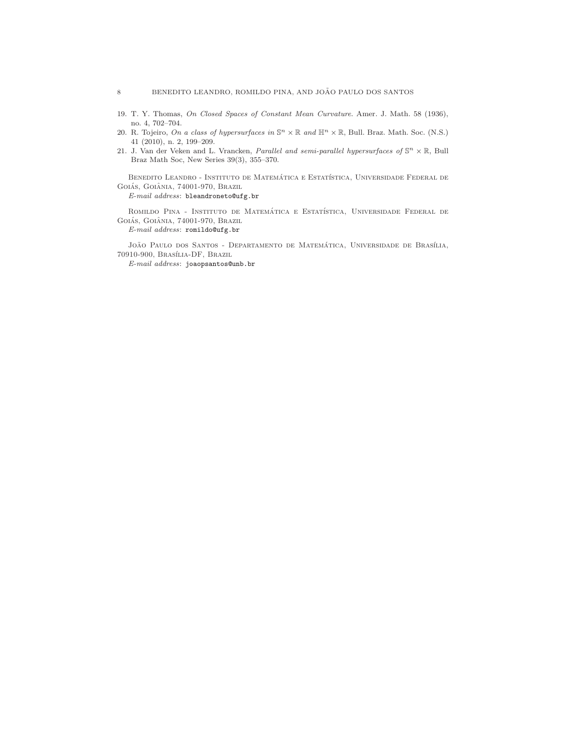19. T. Y. Thomas, *On Closed Spaces of Constant Mean Curvature.* Amer. J. Math. 58 (1936), no. 4, 702–704.
20. R. Tojeiro, *On a class of hypersurfaces in $\mathbb{S}^n \times \mathbb{R}$ and $\mathbb{H}^n \times \mathbb{R}$*, Bull. Braz. Math. Soc. (N.S.) 41 (2010), n. 2, 199–209.
21. J. Van der Veken and L. Vrancken, *Parallel and semi-parallel hypersurfaces of $\mathbb{S}^n \times \mathbb{R}$*, Bull Braz Math Soc, New Series 39(3), 355–370.

Benedito Leandro - Instituto de Matemática e Estatística, Universidade Federal de Goiás, Goiânia, 74001-970, Brazil
*E-mail address*: bleandroneto@ufg.br

Romildo Pina - Instituto de Matemática e Estatística, Universidade Federal de Goiás, Goiânia, 74001-970, Brazil
*E-mail address*: romildo@ufg.br

João Paulo dos Santos - Departamento de Matemática, Universidade de Brasília, 70910-900, Brasília-DF, Brazil
*E-mail address*: joaopsantos@unb.br